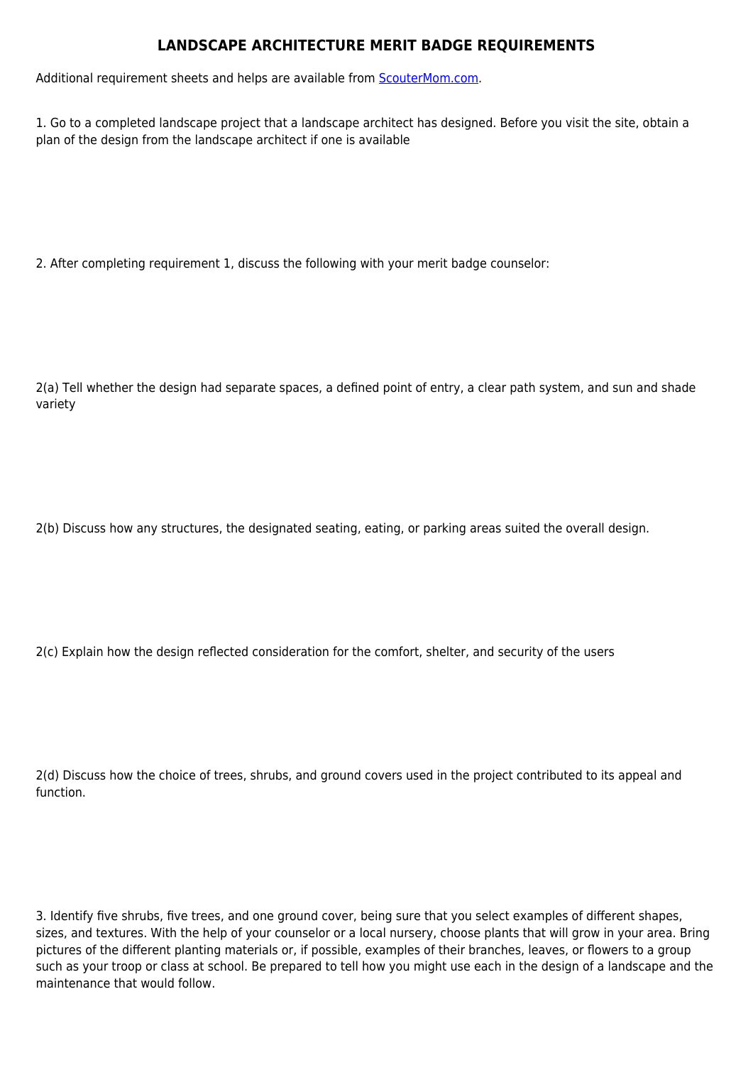# LANDSCAPE ARCHITECTURE MERIT BADGE REQUIREMENTS

Additional requirement sheets and helps are available from [ScouterMom.com](ScouterMom.com).

1. Go to a completed landscape project that a landscape architect has designed. Before you visit the site, obtain a plan of the design from the landscape architect if one is available

2. After completing requirement 1, discuss the following with your merit badge counselor:

2(a) Tell whether the design had separate spaces, a defined point of entry, a clear path system, and sun and shade variety

2(b) Discuss how any structures, the designated seating, eating, or parking areas suited the overall design.

2(c) Explain how the design reflected consideration for the comfort, shelter, and security of the users

2(d) Discuss how the choice of trees, shrubs, and ground covers used in the project contributed to its appeal and function.

3. Identify five shrubs, five trees, and one ground cover, being sure that you select examples of different shapes, sizes, and textures. With the help of your counselor or a local nursery, choose plants that will grow in your area. Bring pictures of the different planting materials or, if possible, examples of their branches, leaves, or flowers to a group such as your troop or class at school. Be prepared to tell how you might use each in the design of a landscape and the maintenance that would follow.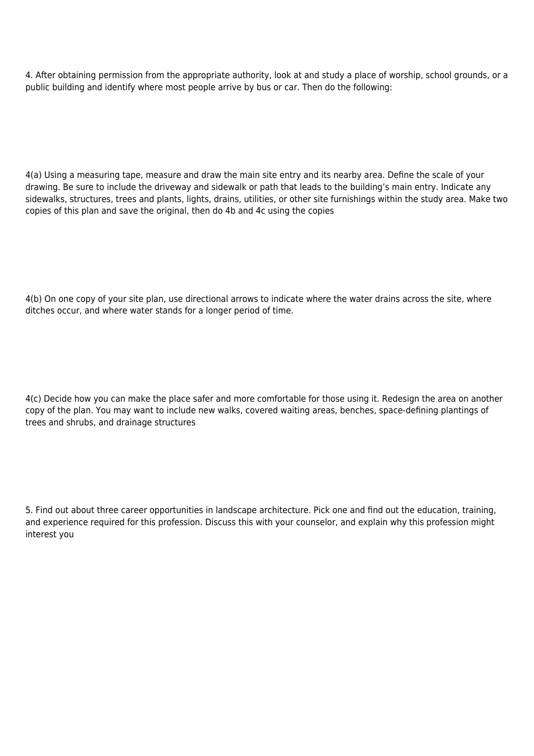4. After obtaining permission from the appropriate authority, look at and study a place of worship, school grounds, or a public building and identify where most people arrive by bus or car. Then do the following:

4(a) Using a measuring tape, measure and draw the main site entry and its nearby area. Define the scale of your drawing. Be sure to include the driveway and sidewalk or path that leads to the building's main entry. Indicate any sidewalks, structures, trees and plants, lights, drains, utilities, or other site furnishings within the study area. Make two copies of this plan and save the original, then do 4b and 4c using the copies

4(b) On one copy of your site plan, use directional arrows to indicate where the water drains across the site, where ditches occur, and where water stands for a longer period of time.

4(c) Decide how you can make the place safer and more comfortable for those using it. Redesign the area on another copy of the plan. You may want to include new walks, covered waiting areas, benches, space-defining plantings of trees and shrubs, and drainage structures

5. Find out about three career opportunities in landscape architecture. Pick one and find out the education, training, and experience required for this profession. Discuss this with your counselor, and explain why this profession might interest you